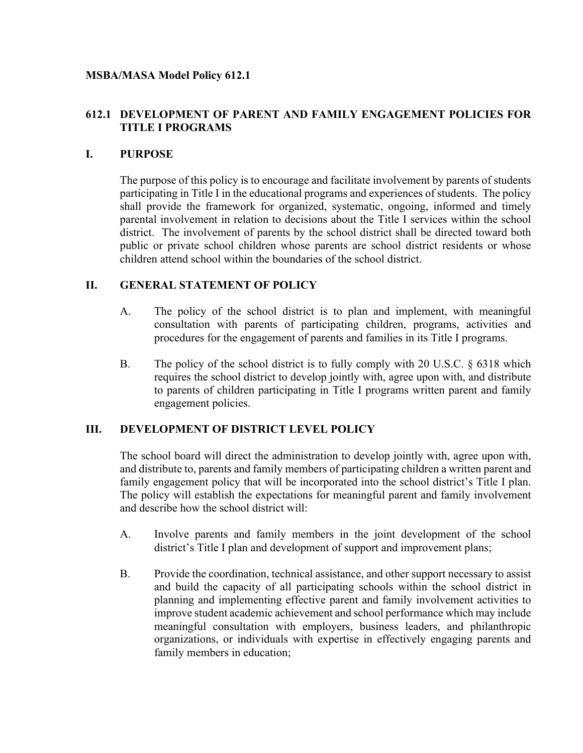**MSBA/MASA Model Policy 612.1**

# 612.1 DEVELOPMENT OF PARENT AND FAMILY ENGAGEMENT POLICIES FOR TITLE I PROGRAMS

## I. PURPOSE

The purpose of this policy is to encourage and facilitate involvement by parents of students participating in Title I in the educational programs and experiences of students. The policy shall provide the framework for organized, systematic, ongoing, informed and timely parental involvement in relation to decisions about the Title I services within the school district. The involvement of parents by the school district shall be directed toward both public or private school children whose parents are school district residents or whose children attend school within the boundaries of the school district.

## II. GENERAL STATEMENT OF POLICY

A. The policy of the school district is to plan and implement, with meaningful consultation with parents of participating children, programs, activities and procedures for the engagement of parents and families in its Title I programs.

B. The policy of the school district is to fully comply with 20 U.S.C. § 6318 which requires the school district to develop jointly with, agree upon with, and distribute to parents of children participating in Title I programs written parent and family engagement policies.

## III. DEVELOPMENT OF DISTRICT LEVEL POLICY

The school board will direct the administration to develop jointly with, agree upon with, and distribute to, parents and family members of participating children a written parent and family engagement policy that will be incorporated into the school district's Title I plan. The policy will establish the expectations for meaningful parent and family involvement and describe how the school district will:

A. Involve parents and family members in the joint development of the school district's Title I plan and development of support and improvement plans;

B. Provide the coordination, technical assistance, and other support necessary to assist and build the capacity of all participating schools within the school district in planning and implementing effective parent and family involvement activities to improve student academic achievement and school performance which may include meaningful consultation with employers, business leaders, and philanthropic organizations, or individuals with expertise in effectively engaging parents and family members in education;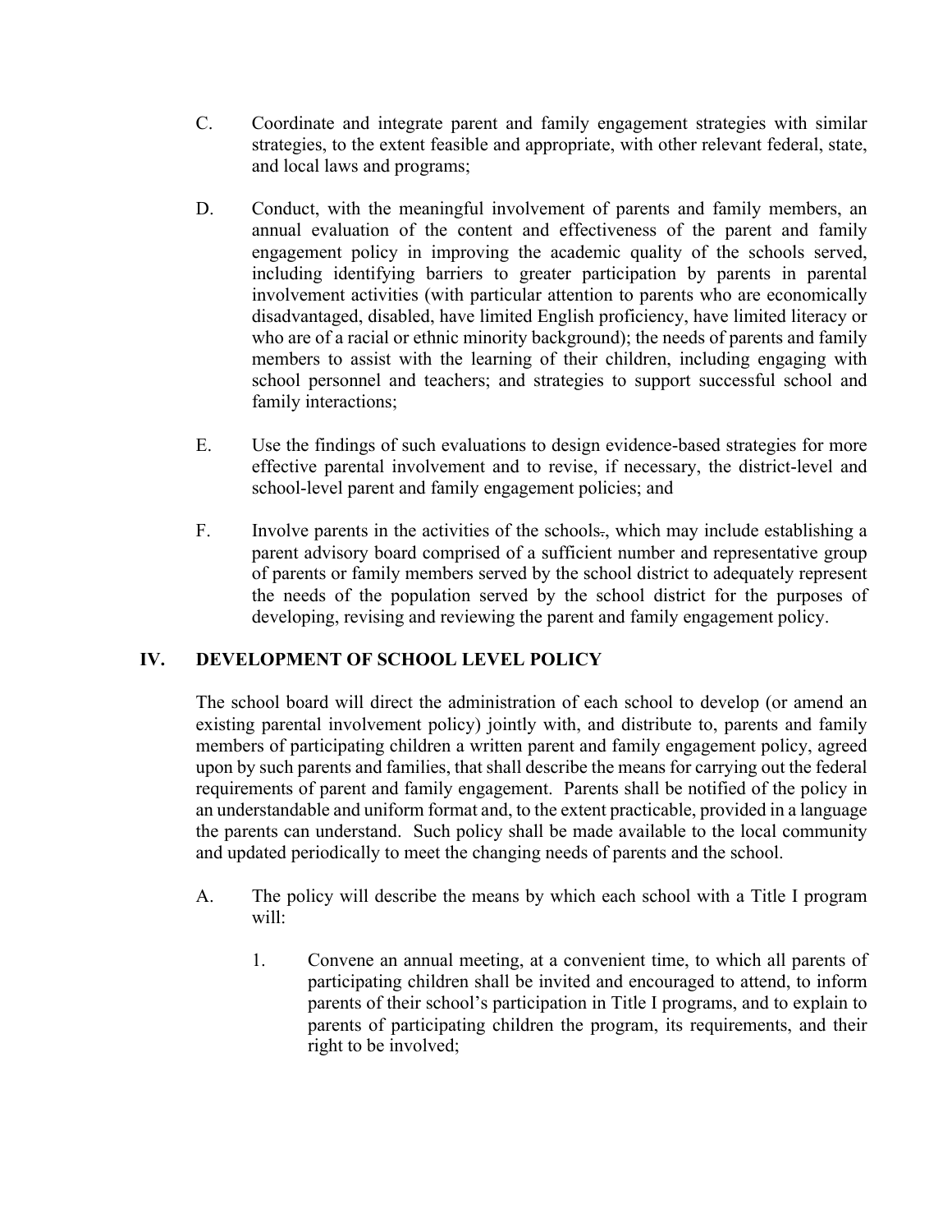C. Coordinate and integrate parent and family engagement strategies with similar strategies, to the extent feasible and appropriate, with other relevant federal, state, and local laws and programs;

D. Conduct, with the meaningful involvement of parents and family members, an annual evaluation of the content and effectiveness of the parent and family engagement policy in improving the academic quality of the schools served, including identifying barriers to greater participation by parents in parental involvement activities (with particular attention to parents who are economically disadvantaged, disabled, have limited English proficiency, have limited literacy or who are of a racial or ethnic minority background); the needs of parents and family members to assist with the learning of their children, including engaging with school personnel and teachers; and strategies to support successful school and family interactions;

E. Use the findings of such evaluations to design evidence-based strategies for more effective parental involvement and to revise, if necessary, the district-level and school-level parent and family engagement policies; and

F. Involve parents in the activities of the schools., which may include establishing a parent advisory board comprised of a sufficient number and representative group of parents or family members served by the school district to adequately represent the needs of the population served by the school district for the purposes of developing, revising and reviewing the parent and family engagement policy.

## IV. DEVELOPMENT OF SCHOOL LEVEL POLICY

The school board will direct the administration of each school to develop (or amend an existing parental involvement policy) jointly with, and distribute to, parents and family members of participating children a written parent and family engagement policy, agreed upon by such parents and families, that shall describe the means for carrying out the federal requirements of parent and family engagement. Parents shall be notified of the policy in an understandable and uniform format and, to the extent practicable, provided in a language the parents can understand. Such policy shall be made available to the local community and updated periodically to meet the changing needs of parents and the school.

A. The policy will describe the means by which each school with a Title I program will:

1. Convene an annual meeting, at a convenient time, to which all parents of participating children shall be invited and encouraged to attend, to inform parents of their school's participation in Title I programs, and to explain to parents of participating children the program, its requirements, and their right to be involved;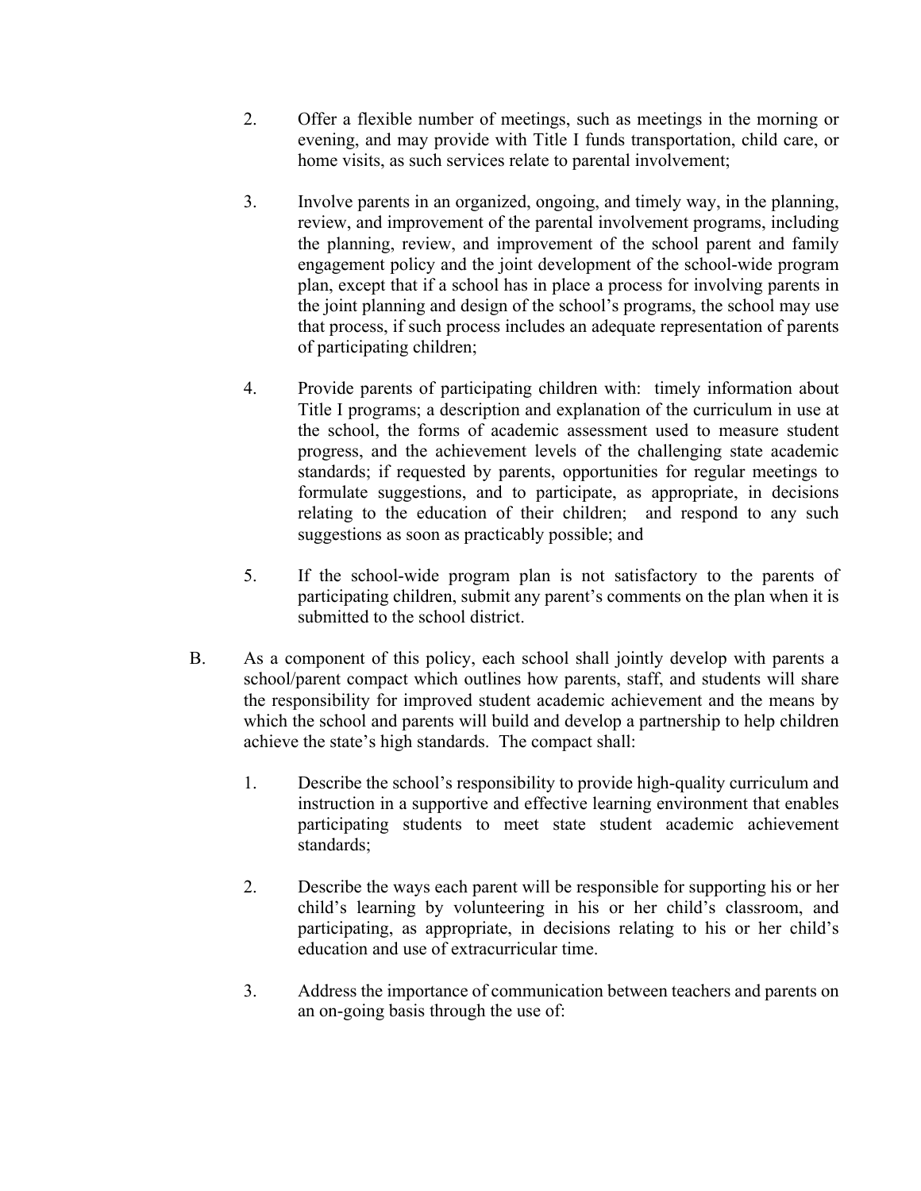2. Offer a flexible number of meetings, such as meetings in the morning or evening, and may provide with Title I funds transportation, child care, or home visits, as such services relate to parental involvement;

3. Involve parents in an organized, ongoing, and timely way, in the planning, review, and improvement of the parental involvement programs, including the planning, review, and improvement of the school parent and family engagement policy and the joint development of the school-wide program plan, except that if a school has in place a process for involving parents in the joint planning and design of the school's programs, the school may use that process, if such process includes an adequate representation of parents of participating children;

4. Provide parents of participating children with: timely information about Title I programs; a description and explanation of the curriculum in use at the school, the forms of academic assessment used to measure student progress, and the achievement levels of the challenging state academic standards; if requested by parents, opportunities for regular meetings to formulate suggestions, and to participate, as appropriate, in decisions relating to the education of their children; and respond to any such suggestions as soon as practicably possible; and

5. If the school-wide program plan is not satisfactory to the parents of participating children, submit any parent's comments on the plan when it is submitted to the school district.

B. As a component of this policy, each school shall jointly develop with parents a school/parent compact which outlines how parents, staff, and students will share the responsibility for improved student academic achievement and the means by which the school and parents will build and develop a partnership to help children achieve the state's high standards. The compact shall:

   1. Describe the school's responsibility to provide high-quality curriculum and instruction in a supportive and effective learning environment that enables participating students to meet state student academic achievement standards;

   2. Describe the ways each parent will be responsible for supporting his or her child's learning by volunteering in his or her child's classroom, and participating, as appropriate, in decisions relating to his or her child's education and use of extracurricular time.

   3. Address the importance of communication between teachers and parents on an on-going basis through the use of: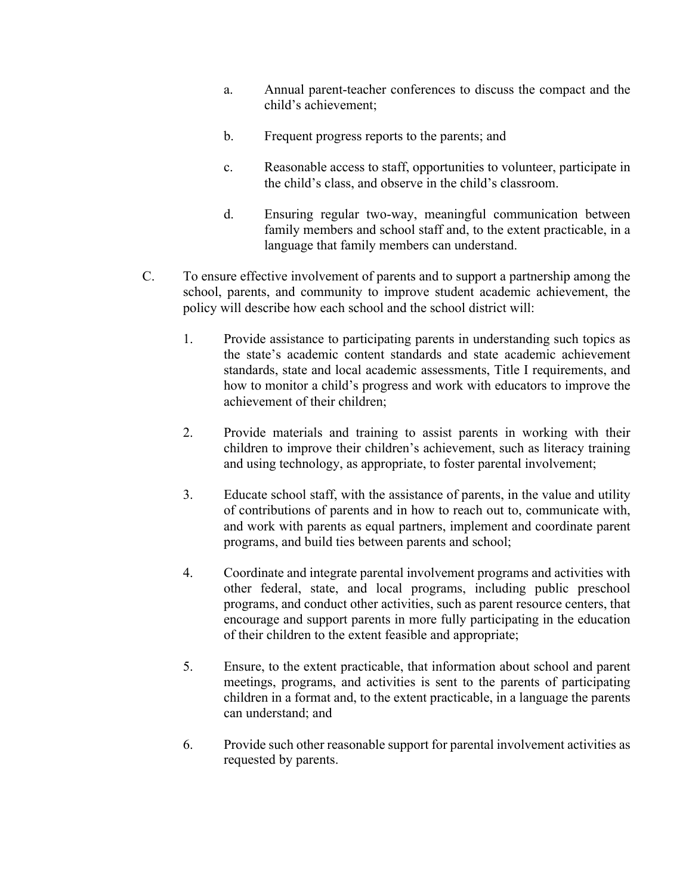a. Annual parent-teacher conferences to discuss the compact and the child's achievement;

b. Frequent progress reports to the parents; and

c. Reasonable access to staff, opportunities to volunteer, participate in the child's class, and observe in the child's classroom.

d. Ensuring regular two-way, meaningful communication between family members and school staff and, to the extent practicable, in a language that family members can understand.

C. To ensure effective involvement of parents and to support a partnership among the school, parents, and community to improve student academic achievement, the policy will describe how each school and the school district will:

1. Provide assistance to participating parents in understanding such topics as the state's academic content standards and state academic achievement standards, state and local academic assessments, Title I requirements, and how to monitor a child's progress and work with educators to improve the achievement of their children;

2. Provide materials and training to assist parents in working with their children to improve their children's achievement, such as literacy training and using technology, as appropriate, to foster parental involvement;

3. Educate school staff, with the assistance of parents, in the value and utility of contributions of parents and in how to reach out to, communicate with, and work with parents as equal partners, implement and coordinate parent programs, and build ties between parents and school;

4. Coordinate and integrate parental involvement programs and activities with other federal, state, and local programs, including public preschool programs, and conduct other activities, such as parent resource centers, that encourage and support parents in more fully participating in the education of their children to the extent feasible and appropriate;

5. Ensure, to the extent practicable, that information about school and parent meetings, programs, and activities is sent to the parents of participating children in a format and, to the extent practicable, in a language the parents can understand; and

6. Provide such other reasonable support for parental involvement activities as requested by parents.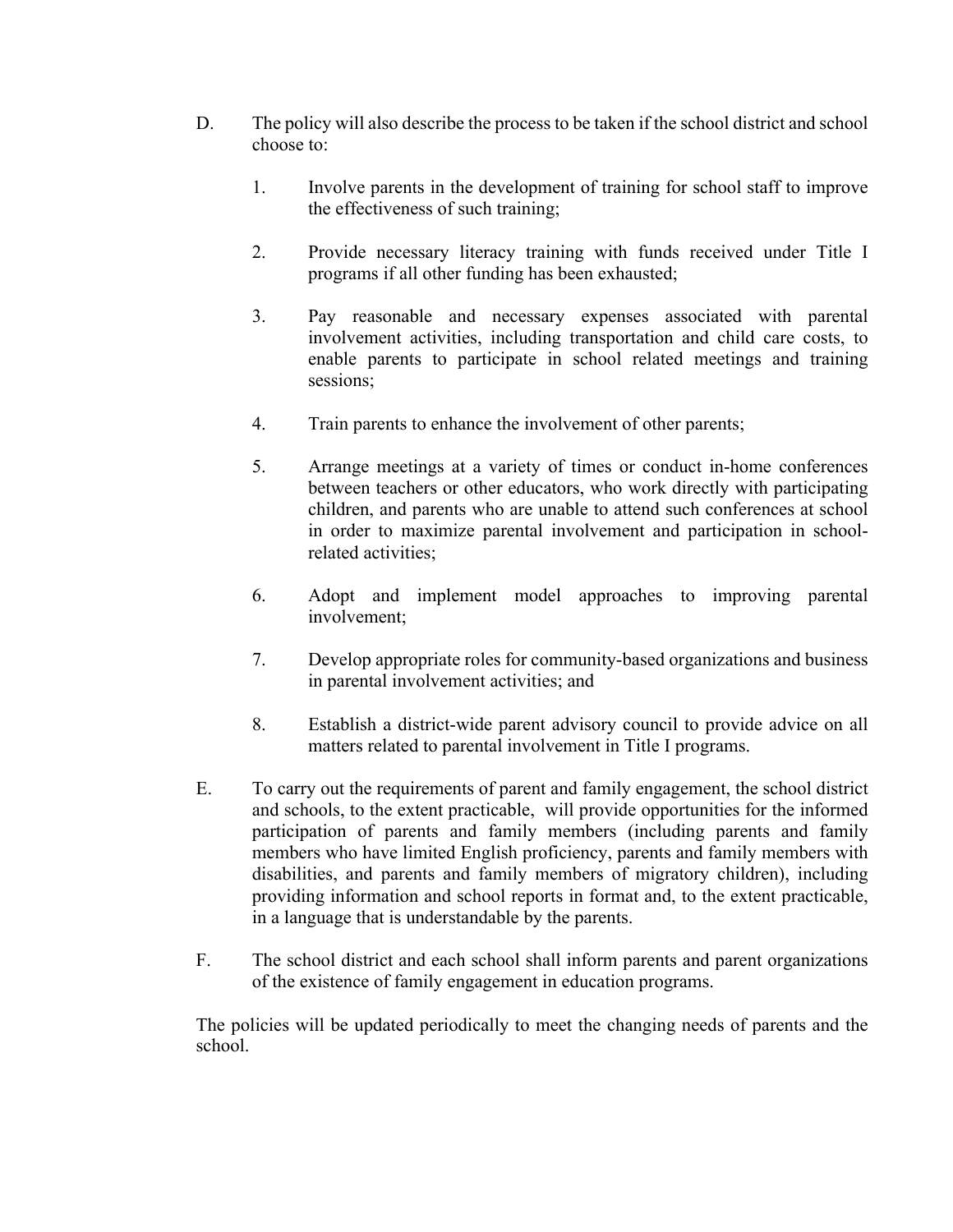D. The policy will also describe the process to be taken if the school district and school choose to:

   1. Involve parents in the development of training for school staff to improve the effectiveness of such training;

   2. Provide necessary literacy training with funds received under Title I programs if all other funding has been exhausted;

   3. Pay reasonable and necessary expenses associated with parental involvement activities, including transportation and child care costs, to enable parents to participate in school related meetings and training sessions;

   4. Train parents to enhance the involvement of other parents;

   5. Arrange meetings at a variety of times or conduct in-home conferences between teachers or other educators, who work directly with participating children, and parents who are unable to attend such conferences at school in order to maximize parental involvement and participation in school-related activities;

   6. Adopt and implement model approaches to improving parental involvement;

   7. Develop appropriate roles for community-based organizations and business in parental involvement activities; and

   8. Establish a district-wide parent advisory council to provide advice on all matters related to parental involvement in Title I programs.

E. To carry out the requirements of parent and family engagement, the school district and schools, to the extent practicable, will provide opportunities for the informed participation of parents and family members (including parents and family members who have limited English proficiency, parents and family members with disabilities, and parents and family members of migratory children), including providing information and school reports in format and, to the extent practicable, in a language that is understandable by the parents.

F. The school district and each school shall inform parents and parent organizations of the existence of family engagement in education programs.

The policies will be updated periodically to meet the changing needs of parents and the school.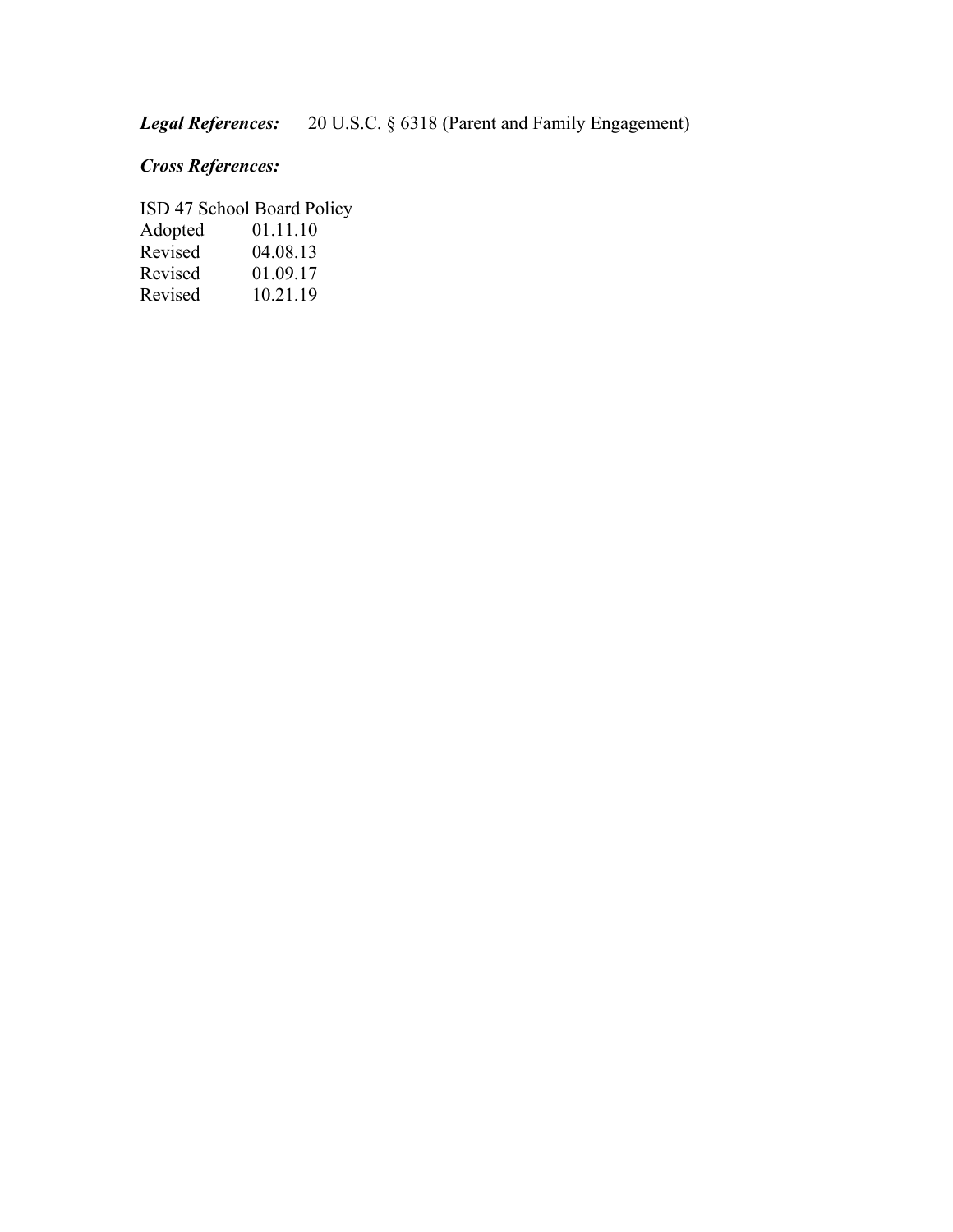***Legal References:*** 20 U.S.C. § 6318 (Parent and Family Engagement)

***Cross References:***

ISD 47 School Board Policy
Adopted 01.11.10
Revised 04.08.13
Revised 01.09.17
Revised 10.21.19